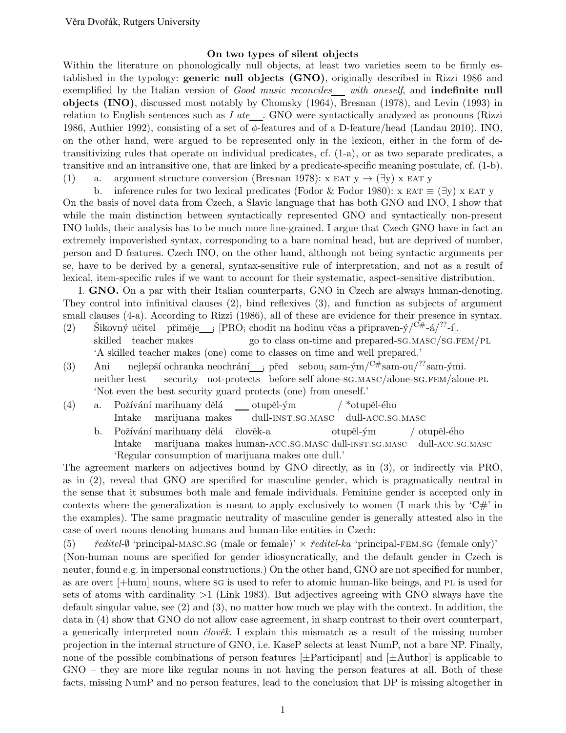Věra Dvořák, Rutgers University

## On two types of silent objects

Within the literature on phonologically null objects, at least two varieties seem to be firmly established in the typology: **generic null objects (GNO)**, originally described in Rizzi 1986 and exemplified by the Italian version of *Good music reconciles\_\_ with oneself*, and **indefinite null objects (INO)**, discussed most notably by Chomsky (1964), Bresnan (1978), and Levin (1993) in relation to English sentences such as *I ate\_\_*. GNO were syntactically analyzed as pronouns (Rizzi 1986, Authier 1992), consisting of a set of $\phi$-features and of a D-feature/head (Landau 2010). INO, on the other hand, were argued to be represented only in the lexicon, either in the form of detransitivizing rules that operate on individual predicates, cf. (1-a), or as two separate predicates, a transitive and an intransitive one, that are linked by a predicate-specific meaning postulate, cf. (1-b).

(1) a. argument structure conversion (Bresnan 1978): x EAT y → (∃y) x EAT y

b. inference rules for two lexical predicates (Fodor & Fodor 1980): x EAT ≡ (∃y) x EAT y

On the basis of novel data from Czech, a Slavic language that has both GNO and INO, I show that while the main distinction between syntactically represented GNO and syntactically non-present INO holds, their analysis has to be much more fine-grained. I argue that Czech GNO have in fact an extremely impoverished syntax, corresponding to a bare nominal head, but are deprived of number, person and D features. Czech INO, on the other hand, although not being syntactic arguments per se, have to be derived by a general, syntax-sensitive rule of interpretation, and not as a result of lexical, item-specific rules if we want to account for their systematic, aspect-sensitive distribution.

I. **GNO.** On a par with their Italian counterparts, GNO in Czech are always human-denoting. They control into infinitival clauses (2), bind reflexives (3), and function as subjects of argument small clauses (4-a). According to Rizzi (1986), all of these are evidence for their presence in syntax.

(2) Šikovný učitel přiměje\_\_$_i$ [PRO$_i$ chodit na hodinu včas a připraven-ý/$^{C\#}$-á/$^{??}$-í].
skilled teacher makes go to class on-time and prepared-SG.MASC/SG.FEM/PL
'A skilled teacher makes (one) come to classes on time and well prepared.'

(3) Ani nejlepší ochranka neochrání\_\_$_i$ před sebou$_i$ sam-ým/$^{C\#}$sam-ou/$^{??}$sam-ými.
neither best security not-protects before self alone-SG.MASC/alone-SG.FEM/alone-PL
'Not even the best security guard protects (one) from oneself.'

(4) a. Požívání marihuany dělá \_\_ otupěl-ým / \*otupěl-ého
Intake marijuana makes dull-INST.SG.MASC dull-ACC.SG.MASC

b. Požívání marihuany dělá člověk-a otupěl-ým / otupěl-ého
Intake marijuana makes human-ACC.SG.MASC dull-INST.SG.MASC dull-ACC.SG.MASC
'Regular consumption of marijuana makes one dull.'

The agreement markers on adjectives bound by GNO directly, as in (3), or indirectly via PRO, as in (2), reveal that GNO are specified for masculine gender, which is pragmatically neutral in the sense that it subsumes both male and female individuals. Feminine gender is accepted only in contexts where the generalization is meant to apply exclusively to women (I mark this by 'C#' in the examples). The same pragmatic neutrality of masculine gender is generally attested also in the case of overt nouns denoting humans and human-like entities in Czech:

(5) *ředitel-∅* 'principal-MASC.SG (male or female)' × *ředitel-ka* 'principal-FEM.SG (female only)'

(Non-human nouns are specified for gender idiosyncratically, and the default gender in Czech is neuter, found e.g. in impersonal constructions.) On the other hand, GNO are not specified for number, as are overt [+hum] nouns, where SG is used to refer to atomic human-like beings, and PL is used for sets of atoms with cardinality >1 (Link 1983). But adjectives agreeing with GNO always have the default singular value, see (2) and (3), no matter how much we play with the context. In addition, the data in (4) show that GNO do not allow case agreement, in sharp contrast to their overt counterpart, a generically interpreted noun *člověk*. I explain this mismatch as a result of the missing number projection in the internal structure of GNO, i.e. KaseP selects at least NumP, not a bare NP. Finally, none of the possible combinations of person features [±Participant] and [±Author] is applicable to GNO – they are more like regular nouns in not having the person features at all. Both of these facts, missing NumP and no person features, lead to the conclusion that DP is missing altogether in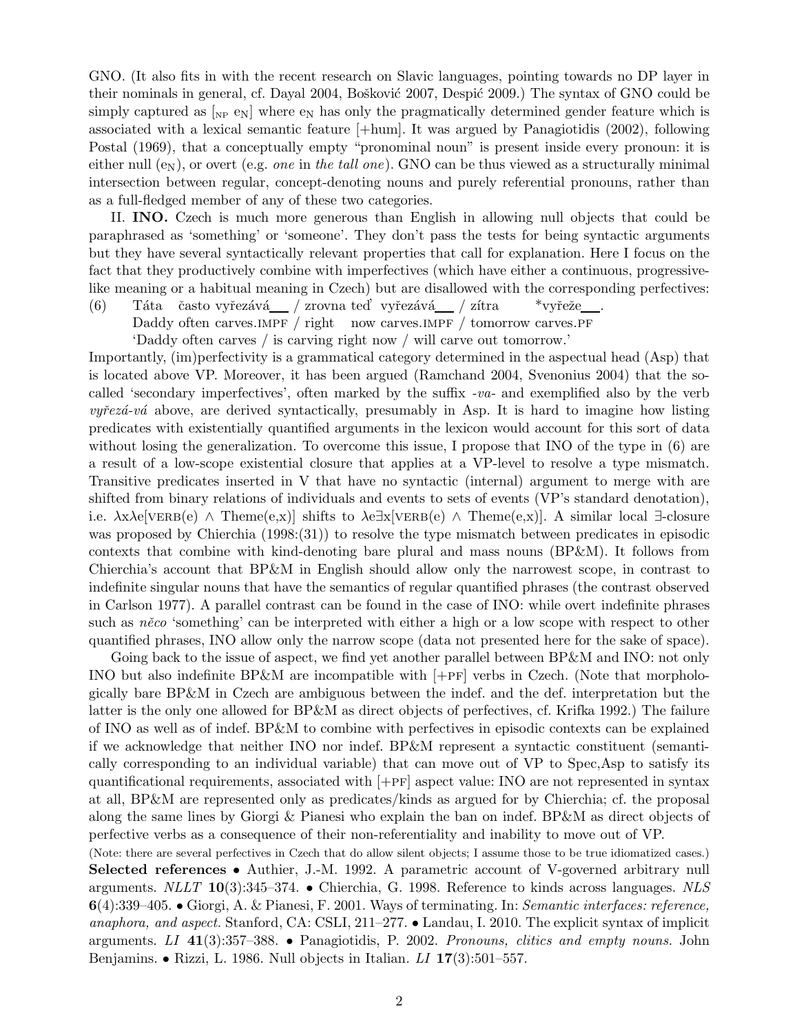GNO. (It also fits in with the recent research on Slavic languages, pointing towards no DP layer in their nominals in general, cf. Dayal 2004, Bošković 2007, Despić 2009.) The syntax of GNO could be simply captured as $[_{\text{NP}}\ e_{\text{N}}]$ where $e_{\text{N}}$ has only the pragmatically determined gender feature which is associated with a lexical semantic feature [+hum]. It was argued by Panagiotidis (2002), following Postal (1969), that a conceptually empty "pronominal noun" is present inside every pronoun: it is either null ($e_{\text{N}}$), or overt (e.g. *one* in *the tall one*). GNO can be thus viewed as a structurally minimal intersection between regular, concept-denoting nouns and purely referential pronouns, rather than as a full-fledged member of any of these two categories.

II. **INO.** Czech is much more generous than English in allowing null objects that could be paraphrased as 'something' or 'someone'. They don't pass the tests for being syntactic arguments but they have several syntactically relevant properties that call for explanation. Here I focus on the fact that they productively combine with imperfectives (which have either a continuous, progressive-like meaning or a habitual meaning in Czech) but are disallowed with the corresponding perfectives:

(6) Táta často vyřezává___ / zrovna teď vyřezává___ / zítra \*vyřeže___.
Daddy often carves.IMPF / right now carves.IMPF / tomorrow carves.PF
'Daddy often carves / is carving right now / will carve out tomorrow.'

Importantly, (im)perfectivity is a grammatical category determined in the aspectual head (Asp) that is located above VP. Moreover, it has been argued (Ramchand 2004, Svenonius 2004) that the so-called 'secondary imperfectives', often marked by the suffix *-va-* and exemplified also by the verb *vyřezá-vá* above, are derived syntactically, presumably in Asp. It is hard to imagine how listing predicates with existentially quantified arguments in the lexicon would account for this sort of data without losing the generalization. To overcome this issue, I propose that INO of the type in (6) are a result of a low-scope existential closure that applies at a VP-level to resolve a type mismatch. Transitive predicates inserted in V that have no syntactic (internal) argument to merge with are shifted from binary relations of individuals and events to sets of events (VP's standard denotation), i.e. $\lambda x \lambda e[\text{VERB}(e) \wedge \text{Theme}(e,x)]$ shifts to $\lambda e \exists x[\text{VERB}(e) \wedge \text{Theme}(e,x)]$. A similar local ∃-closure was proposed by Chierchia (1998:(31)) to resolve the type mismatch between predicates in episodic contexts that combine with kind-denoting bare plural and mass nouns (BP&M). It follows from Chierchia's account that BP&M in English should allow only the narrowest scope, in contrast to indefinite singular nouns that have the semantics of regular quantified phrases (the contrast observed in Carlson 1977). A parallel contrast can be found in the case of INO: while overt indefinite phrases such as *něco* 'something' can be interpreted with either a high or a low scope with respect to other quantified phrases, INO allow only the narrow scope (data not presented here for the sake of space).

Going back to the issue of aspect, we find yet another parallel between BP&M and INO: not only INO but also indefinite BP&M are incompatible with [+PF] verbs in Czech. (Note that morphologically bare BP&M in Czech are ambiguous between the indef. and the def. interpretation but the latter is the only one allowed for BP&M as direct objects of perfectives, cf. Krifka 1992.) The failure of INO as well as of indef. BP&M to combine with perfectives in episodic contexts can be explained if we acknowledge that neither INO nor indef. BP&M represent a syntactic constituent (semantically corresponding to an individual variable) that can move out of VP to Spec,Asp to satisfy its quantificational requirements, associated with [+PF] aspect value: INO are not represented in syntax at all, BP&M are represented only as predicates/kinds as argued for by Chierchia; cf. the proposal along the same lines by Giorgi & Pianesi who explain the ban on indef. BP&M as direct objects of perfective verbs as a consequence of their non-referentiality and inability to move out of VP.

(Note: there are several perfectives in Czech that do allow silent objects; I assume those to be true idiomatized cases.)

**Selected references** • Authier, J.-M. 1992. A parametric account of V-governed arbitrary null arguments. *NLLT* **10**(3):345–374. • Chierchia, G. 1998. Reference to kinds across languages. *NLS* **6**(4):339–405. • Giorgi, A. & Pianesi, F. 2001. Ways of terminating. In: *Semantic interfaces: reference, anaphora, and aspect.* Stanford, CA: CSLI, 211–277. • Landau, I. 2010. The explicit syntax of implicit arguments. *LI* **41**(3):357–388. • Panagiotidis, P. 2002. *Pronouns, clitics and empty nouns.* John Benjamins. • Rizzi, L. 1986. Null objects in Italian. *LI* **17**(3):501–557.